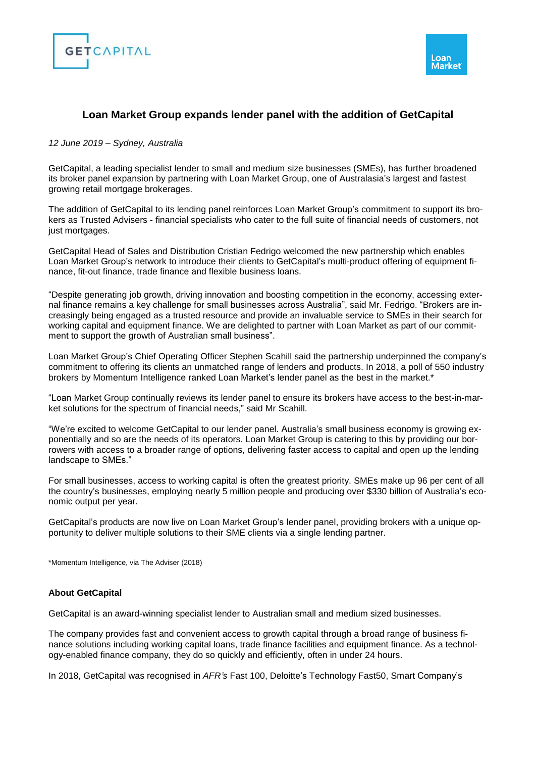# Loan Market Group expands lender panel with the addition of GetCapital

*12 June 2019 – Sydney, Australia*

GetCapital, a leading specialist lender to small and medium size businesses (SMEs), has further broadened its broker panel expansion by partnering with Loan Market Group, one of Australasia's largest and fastest growing retail mortgage brokerages.

The addition of GetCapital to its lending panel reinforces Loan Market Group's commitment to support its brokers as Trusted Advisers - financial specialists who cater to the full suite of financial needs of customers, not just mortgages.

GetCapital Head of Sales and Distribution Cristian Fedrigo welcomed the new partnership which enables Loan Market Group's network to introduce their clients to GetCapital's multi-product offering of equipment finance, fit-out finance, trade finance and flexible business loans.

"Despite generating job growth, driving innovation and boosting competition in the economy, accessing external finance remains a key challenge for small businesses across Australia", said Mr. Fedrigo. "Brokers are increasingly being engaged as a trusted resource and provide an invaluable service to SMEs in their search for working capital and equipment finance. We are delighted to partner with Loan Market as part of our commitment to support the growth of Australian small business".

Loan Market Group's Chief Operating Officer Stephen Scahill said the partnership underpinned the company's commitment to offering its clients an unmatched range of lenders and products. In 2018, a poll of 550 industry brokers by Momentum Intelligence ranked Loan Market's lender panel as the best in the market.*

"Loan Market Group continually reviews its lender panel to ensure its brokers have access to the best-in-market solutions for the spectrum of financial needs," said Mr Scahill.

"We're excited to welcome GetCapital to our lender panel. Australia's small business economy is growing exponentially and so are the needs of its operators. Loan Market Group is catering to this by providing our borrowers with access to a broader range of options, delivering faster access to capital and open up the lending landscape to SMEs."

For small businesses, access to working capital is often the greatest priority. SMEs make up 96 per cent of all the country's businesses, employing nearly 5 million people and producing over $330 billion of Australia's economic output per year.

GetCapital's products are now live on Loan Market Group's lender panel, providing brokers with a unique opportunity to deliver multiple solutions to their SME clients via a single lending partner.

*Momentum Intelligence, via The Adviser (2018)

**About GetCapital**

GetCapital is an award-winning specialist lender to Australian small and medium sized businesses.

The company provides fast and convenient access to growth capital through a broad range of business finance solutions including working capital loans, trade finance facilities and equipment finance. As a technology-enabled finance company, they do so quickly and efficiently, often in under 24 hours.

In 2018, GetCapital was recognised in *AFR's* Fast 100, Deloitte's Technology Fast50, Smart Company's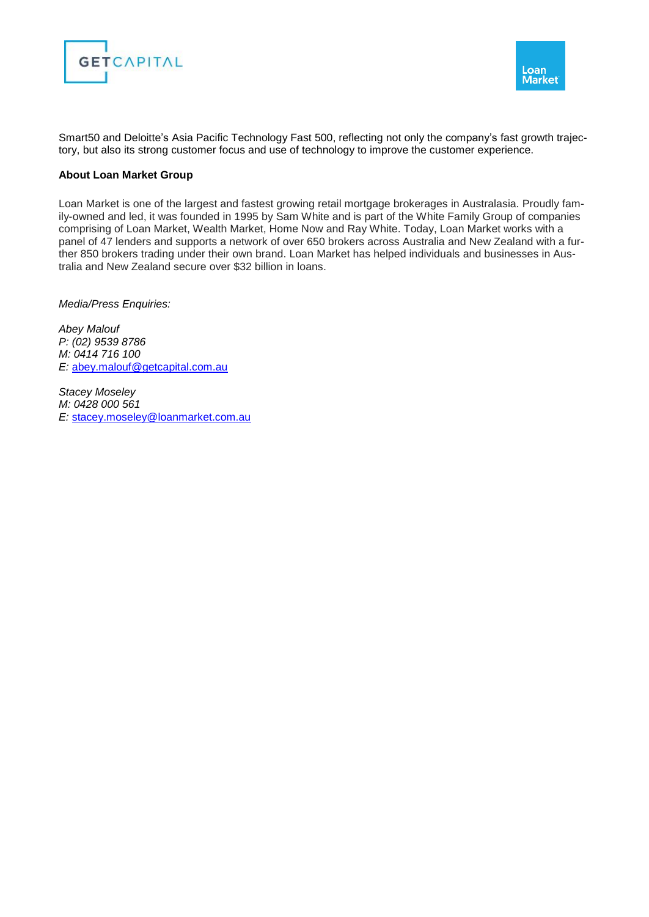Smart50 and Deloitte's Asia Pacific Technology Fast 500, reflecting not only the company's fast growth trajectory, but also its strong customer focus and use of technology to improve the customer experience.

**About Loan Market Group**

Loan Market is one of the largest and fastest growing retail mortgage brokerages in Australasia. Proudly family-owned and led, it was founded in 1995 by Sam White and is part of the White Family Group of companies comprising of Loan Market, Wealth Market, Home Now and Ray White. Today, Loan Market works with a panel of 47 lenders and supports a network of over 650 brokers across Australia and New Zealand with a further 850 brokers trading under their own brand. Loan Market has helped individuals and businesses in Australia and New Zealand secure over $32 billion in loans.

*Media/Press Enquiries:*

*Abey Malouf*
*P: (02) 9539 8786*
*M: 0414 716 100*
*E:* abey.malouf@getcapital.com.au

*Stacey Moseley*
*M: 0428 000 561*
*E:* stacey.moseley@loanmarket.com.au